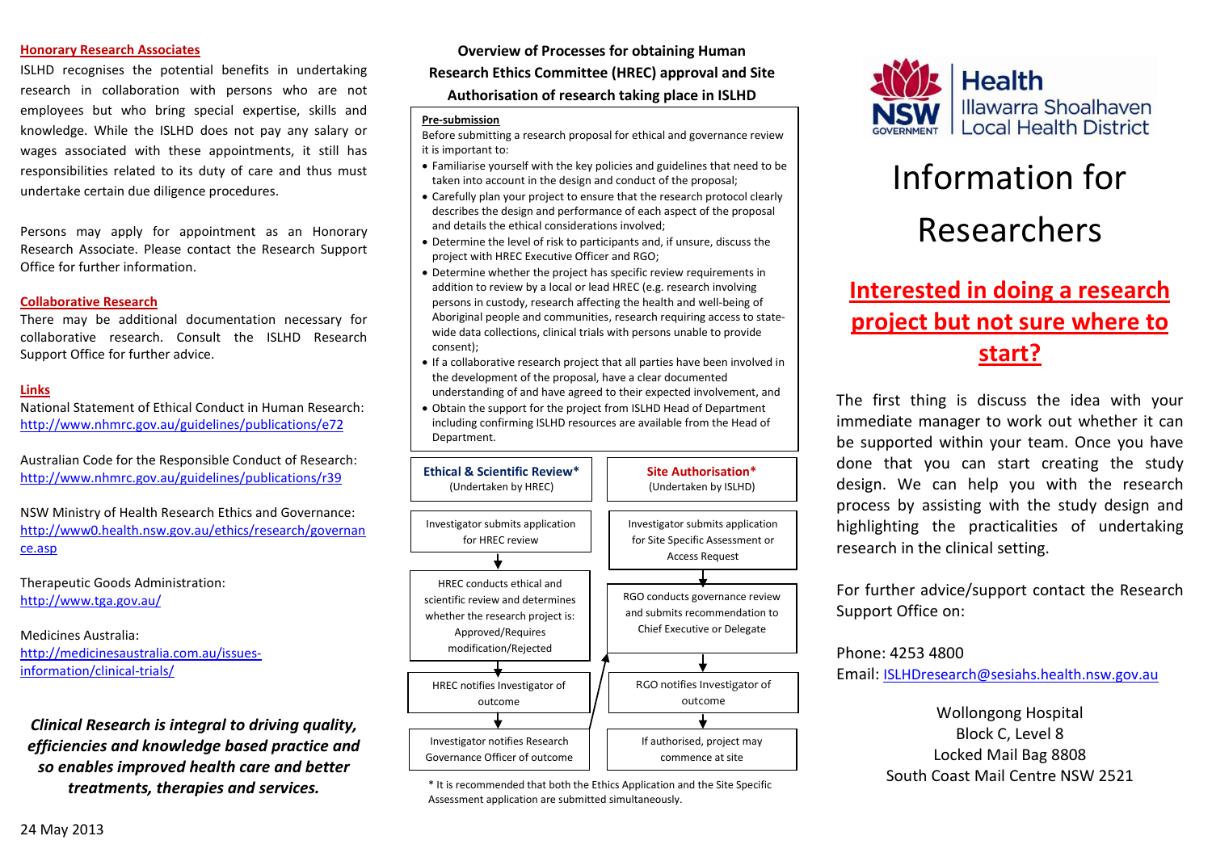## Honorary Research Associates

ISLHD recognises the potential benefits in undertaking research in collaboration with persons who are not employees but who bring special expertise, skills and knowledge. While the ISLHD does not pay any salary or wages associated with these appointments, it still has responsibilities related to its duty of care and thus must undertake certain due diligence procedures.

Persons may apply for appointment as an Honorary Research Associate. Please contact the Research Support Office for further information.

## Collaborative Research

There may be additional documentation necessary for collaborative research. Consult the ISLHD Research Support Office for further advice.

## Links

National Statement of Ethical Conduct in Human Research:
http://www.nhmrc.gov.au/guidelines/publications/e72

Australian Code for the Responsible Conduct of Research:
http://www.nhmrc.gov.au/guidelines/publications/r39

NSW Ministry of Health Research Ethics and Governance:
http://www0.health.nsw.gov.au/ethics/research/governance.asp

Therapeutic Goods Administration:
http://www.tga.gov.au/

Medicines Australia:
http://medicinesaustralia.com.au/issues-information/clinical-trials/

***Clinical Research is integral to driving quality, efficiencies and knowledge based practice and so enables improved health care and better treatments, therapies and services.***

24 May 2013

## Overview of Processes for obtaining Human Research Ethics Committee (HREC) approval and Site Authorisation of research taking place in ISLHD

**Pre-submission**

Before submitting a research proposal for ethical and governance review it is important to:

- Familiarise yourself with the key policies and guidelines that need to be taken into account in the design and conduct of the proposal;
- Carefully plan your project to ensure that the research protocol clearly describes the design and performance of each aspect of the proposal and details the ethical considerations involved;
- Determine the level of risk to participants and, if unsure, discuss the project with HREC Executive Officer and RGO;
- Determine whether the project has specific review requirements in addition to review by a local or lead HREC (e.g. research involving persons in custody, research affecting the health and well-being of Aboriginal people and communities, research requiring access to state-wide data collections, clinical trials with persons unable to provide consent);
- If a collaborative research project that all parties have been involved in the development of the proposal, have a clear documented understanding of and have agreed to their expected involvement, and
- Obtain the support for the project from ISLHD Head of Department including confirming ISLHD resources are available from the Head of Department.

| **Ethical & Scientific Review*** (Undertaken by HREC) | **Site Authorisation*** (Undertaken by ISLHD) |
|---|---|
| Investigator submits application for HREC review ↓ | Investigator submits application for Site Specific Assessment or Access Request ↓ |
| HREC conducts ethical and scientific review and determines whether the research project is: Approved/Requires modification/Rejected ↓ | RGO conducts governance review and submits recommendation to Chief Executive or Delegate ↓ |
| HREC notifies Investigator of outcome ↓ | RGO notifies Investigator of outcome ↓ |
| Investigator notifies Research Governance Officer of outcome (→ RGO conducts governance review) | If authorised, project may commence at site |

\* It is recommended that both the Ethics Application and the Site Specific Assessment application are submitted simultaneously.

Health
Illawarra Shoalhaven
Local Health District

# Information for Researchers

## Interested in doing a research project but not sure where to start?

The first thing is discuss the idea with your immediate manager to work out whether it can be supported within your team. Once you have done that you can start creating the study design. We can help you with the research process by assisting with the study design and highlighting the practicalities of undertaking research in the clinical setting.

For further advice/support contact the Research Support Office on:

Phone: 4253 4800
Email: ISLHDresearch@sesiahs.health.nsw.gov.au

Wollongong Hospital
Block C, Level 8
Locked Mail Bag 8808
South Coast Mail Centre NSW 2521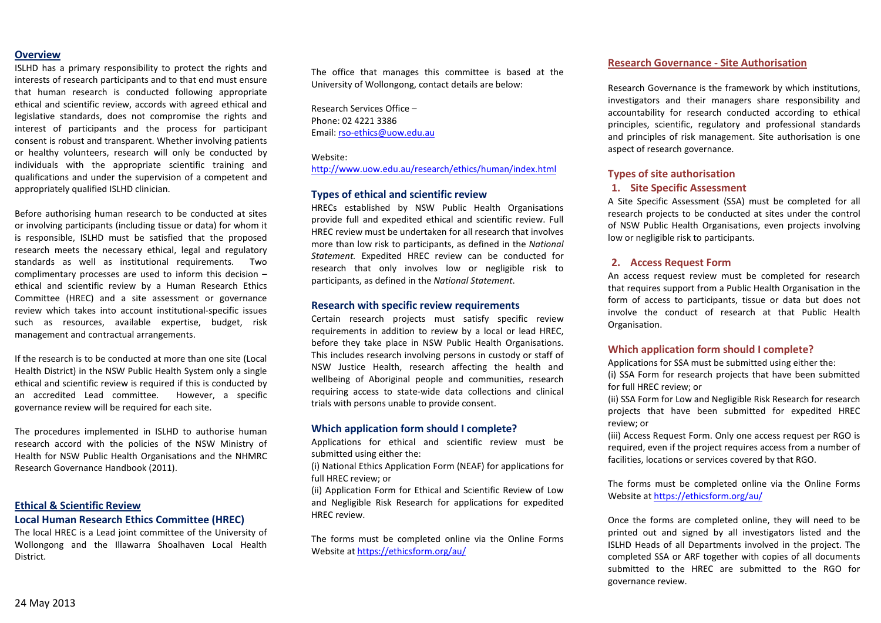## Overview

ISLHD has a primary responsibility to protect the rights and interests of research participants and to that end must ensure that human research is conducted following appropriate ethical and scientific review, accords with agreed ethical and legislative standards, does not compromise the rights and interest of participants and the process for participant consent is robust and transparent. Whether involving patients or healthy volunteers, research will only be conducted by individuals with the appropriate scientific training and qualifications and under the supervision of a competent and appropriately qualified ISLHD clinician.

Before authorising human research to be conducted at sites or involving participants (including tissue or data) for whom it is responsible, ISLHD must be satisfied that the proposed research meets the necessary ethical, legal and regulatory standards as well as institutional requirements. Two complimentary processes are used to inform this decision – ethical and scientific review by a Human Research Ethics Committee (HREC) and a site assessment or governance review which takes into account institutional-specific issues such as resources, available expertise, budget, risk management and contractual arrangements.

If the research is to be conducted at more than one site (Local Health District) in the NSW Public Health System only a single ethical and scientific review is required if this is conducted by an accredited Lead committee. However, a specific governance review will be required for each site.

The procedures implemented in ISLHD to authorise human research accord with the policies of the NSW Ministry of Health for NSW Public Health Organisations and the NHMRC Research Governance Handbook (2011).

## Ethical & Scientific Review

### Local Human Research Ethics Committee (HREC)

The local HREC is a Lead joint committee of the University of Wollongong and the Illawarra Shoalhaven Local Health District.

The office that manages this committee is based at the University of Wollongong, contact details are below:

Research Services Office –
Phone: 02 4221 3386
Email: rso-ethics@uow.edu.au

Website:
http://www.uow.edu.au/research/ethics/human/index.html

### Types of ethical and scientific review

HRECs established by NSW Public Health Organisations provide full and expedited ethical and scientific review. Full HREC review must be undertaken for all research that involves more than low risk to participants, as defined in the *National Statement.* Expedited HREC review can be conducted for research that only involves low or negligible risk to participants, as defined in the *National Statement*.

### Research with specific review requirements

Certain research projects must satisfy specific review requirements in addition to review by a local or lead HREC, before they take place in NSW Public Health Organisations. This includes research involving persons in custody or staff of NSW Justice Health, research affecting the health and wellbeing of Aboriginal people and communities, research requiring access to state-wide data collections and clinical trials with persons unable to provide consent.

### Which application form should I complete?

Applications for ethical and scientific review must be submitted using either the:

(i) National Ethics Application Form (NEAF) for applications for full HREC review; or

(ii) Application Form for Ethical and Scientific Review of Low and Negligible Risk Research for applications for expedited HREC review.

The forms must be completed online via the Online Forms Website at https://ethicsform.org/au/

## Research Governance - Site Authorisation

Research Governance is the framework by which institutions, investigators and their managers share responsibility and accountability for research conducted according to ethical principles, scientific, regulatory and professional standards and principles of risk management. Site authorisation is one aspect of research governance.

### Types of site authorisation

#### 1. Site Specific Assessment

A Site Specific Assessment (SSA) must be completed for all research projects to be conducted at sites under the control of NSW Public Health Organisations, even projects involving low or negligible risk to participants.

#### 2. Access Request Form

An access request review must be completed for research that requires support from a Public Health Organisation in the form of access to participants, tissue or data but does not involve the conduct of research at that Public Health Organisation.

### Which application form should I complete?

Applications for SSA must be submitted using either the:

(i) SSA Form for research projects that have been submitted for full HREC review; or

(ii) SSA Form for Low and Negligible Risk Research for research projects that have been submitted for expedited HREC review; or

(iii) Access Request Form. Only one access request per RGO is required, even if the project requires access from a number of facilities, locations or services covered by that RGO.

The forms must be completed online via the Online Forms Website at https://ethicsform.org/au/

Once the forms are completed online, they will need to be printed out and signed by all investigators listed and the ISLHD Heads of all Departments involved in the project. The completed SSA or ARF together with copies of all documents submitted to the HREC are submitted to the RGO for governance review.

24 May 2013